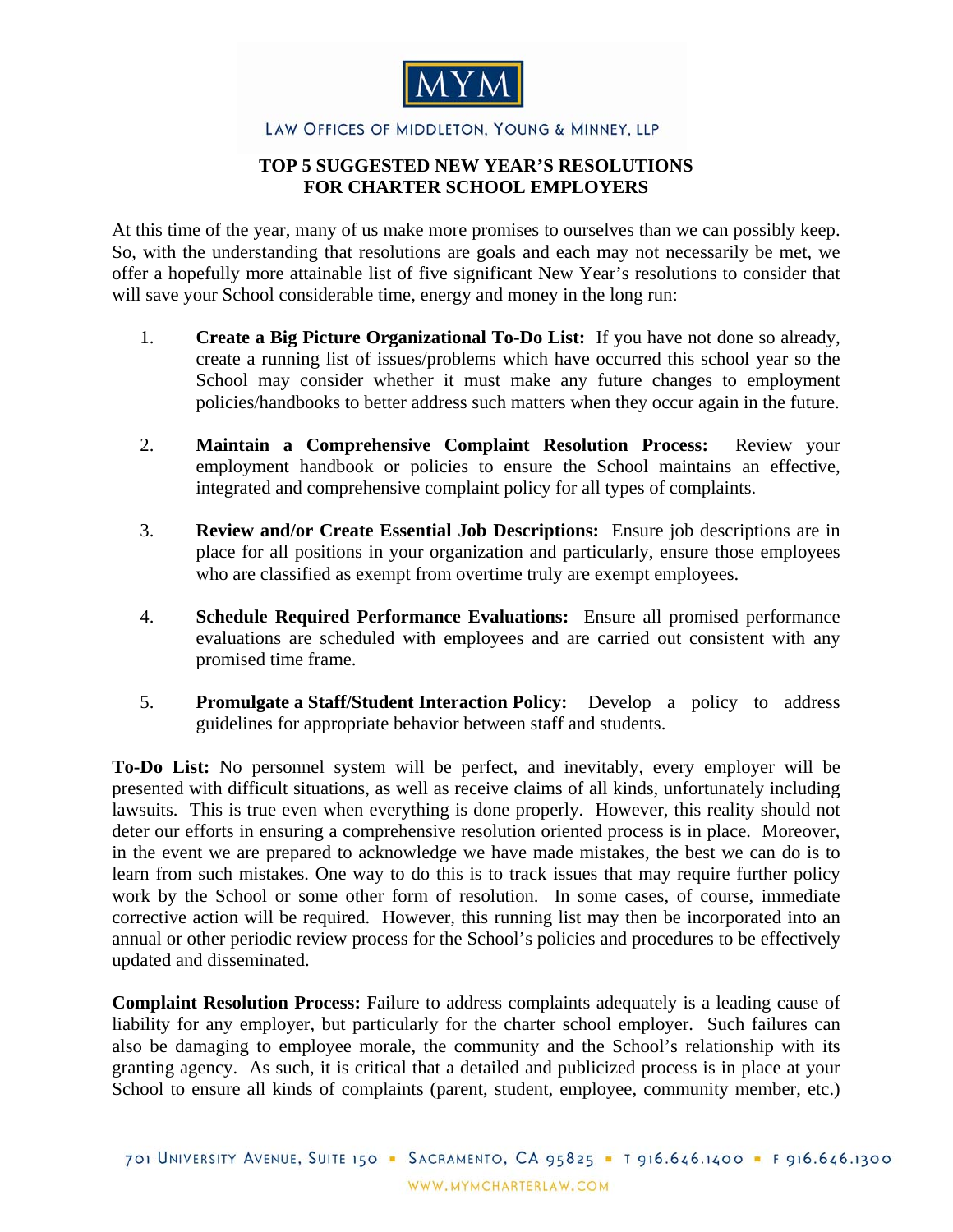MYM

LAW OFFICES OF MIDDLETON, YOUNG & MINNEY, LLP

# TOP 5 SUGGESTED NEW YEAR'S RESOLUTIONS FOR CHARTER SCHOOL EMPLOYERS

At this time of the year, many of us make more promises to ourselves than we can possibly keep. So, with the understanding that resolutions are goals and each may not necessarily be met, we offer a hopefully more attainable list of five significant New Year's resolutions to consider that will save your School considerable time, energy and money in the long run:

1. **Create a Big Picture Organizational To-Do List:** If you have not done so already, create a running list of issues/problems which have occurred this school year so the School may consider whether it must make any future changes to employment policies/handbooks to better address such matters when they occur again in the future.

2. **Maintain a Comprehensive Complaint Resolution Process:** Review your employment handbook or policies to ensure the School maintains an effective, integrated and comprehensive complaint policy for all types of complaints.

3. **Review and/or Create Essential Job Descriptions:** Ensure job descriptions are in place for all positions in your organization and particularly, ensure those employees who are classified as exempt from overtime truly are exempt employees.

4. **Schedule Required Performance Evaluations:** Ensure all promised performance evaluations are scheduled with employees and are carried out consistent with any promised time frame.

5. **Promulgate a Staff/Student Interaction Policy:** Develop a policy to address guidelines for appropriate behavior between staff and students.

**To-Do List:** No personnel system will be perfect, and inevitably, every employer will be presented with difficult situations, as well as receive claims of all kinds, unfortunately including lawsuits. This is true even when everything is done properly. However, this reality should not deter our efforts in ensuring a comprehensive resolution oriented process is in place. Moreover, in the event we are prepared to acknowledge we have made mistakes, the best we can do is to learn from such mistakes. One way to do this is to track issues that may require further policy work by the School or some other form of resolution. In some cases, of course, immediate corrective action will be required. However, this running list may then be incorporated into an annual or other periodic review process for the School's policies and procedures to be effectively updated and disseminated.

**Complaint Resolution Process:** Failure to address complaints adequately is a leading cause of liability for any employer, but particularly for the charter school employer. Such failures can also be damaging to employee morale, the community and the School's relationship with its granting agency. As such, it is critical that a detailed and publicized process is in place at your School to ensure all kinds of complaints (parent, student, employee, community member, etc.)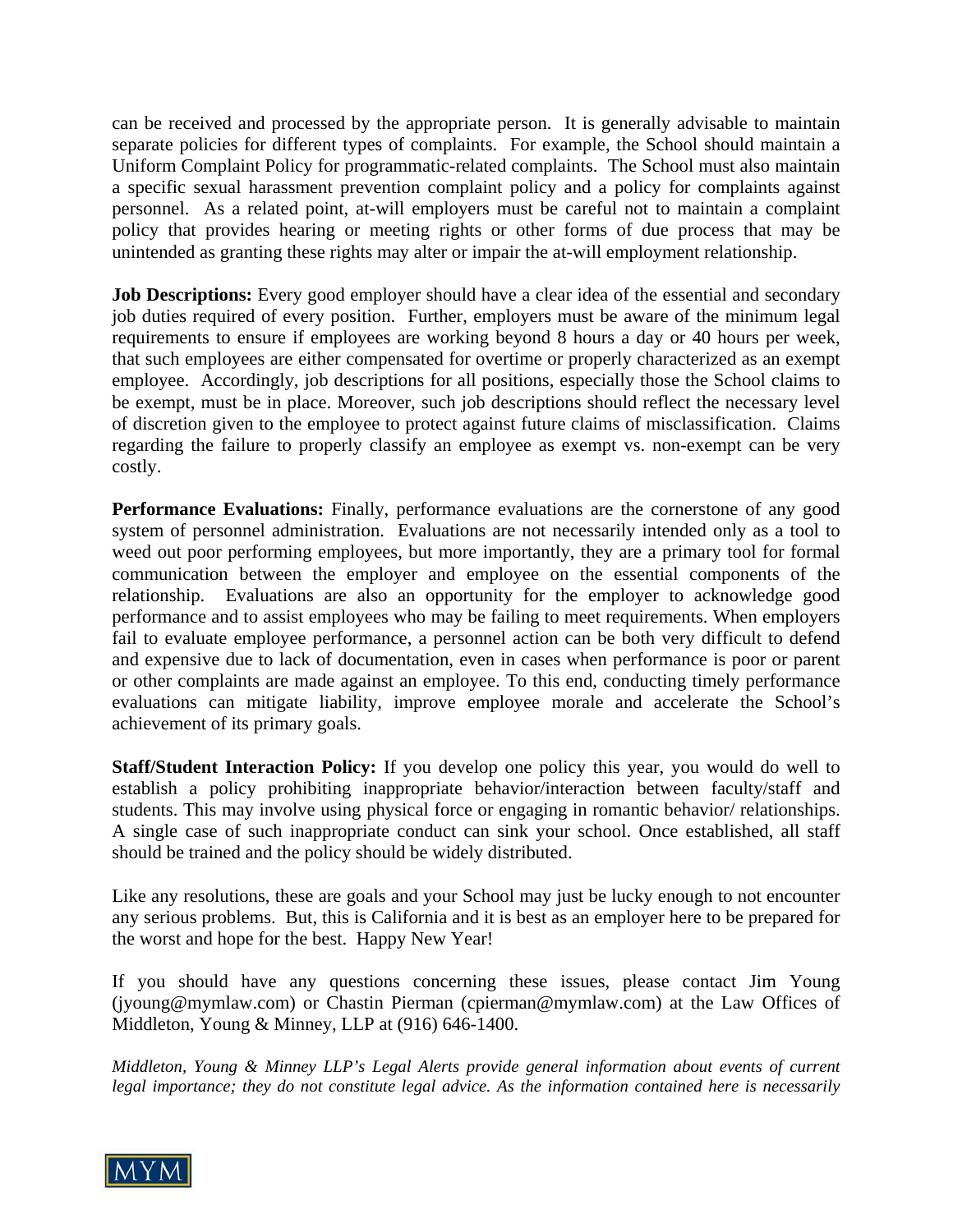can be received and processed by the appropriate person. It is generally advisable to maintain separate policies for different types of complaints. For example, the School should maintain a Uniform Complaint Policy for programmatic-related complaints. The School must also maintain a specific sexual harassment prevention complaint policy and a policy for complaints against personnel. As a related point, at-will employers must be careful not to maintain a complaint policy that provides hearing or meeting rights or other forms of due process that may be unintended as granting these rights may alter or impair the at-will employment relationship.

**Job Descriptions:** Every good employer should have a clear idea of the essential and secondary job duties required of every position. Further, employers must be aware of the minimum legal requirements to ensure if employees are working beyond 8 hours a day or 40 hours per week, that such employees are either compensated for overtime or properly characterized as an exempt employee. Accordingly, job descriptions for all positions, especially those the School claims to be exempt, must be in place. Moreover, such job descriptions should reflect the necessary level of discretion given to the employee to protect against future claims of misclassification. Claims regarding the failure to properly classify an employee as exempt vs. non-exempt can be very costly.

**Performance Evaluations:** Finally, performance evaluations are the cornerstone of any good system of personnel administration. Evaluations are not necessarily intended only as a tool to weed out poor performing employees, but more importantly, they are a primary tool for formal communication between the employer and employee on the essential components of the relationship. Evaluations are also an opportunity for the employer to acknowledge good performance and to assist employees who may be failing to meet requirements. When employers fail to evaluate employee performance, a personnel action can be both very difficult to defend and expensive due to lack of documentation, even in cases when performance is poor or parent or other complaints are made against an employee. To this end, conducting timely performance evaluations can mitigate liability, improve employee morale and accelerate the School's achievement of its primary goals.

**Staff/Student Interaction Policy:** If you develop one policy this year, you would do well to establish a policy prohibiting inappropriate behavior/interaction between faculty/staff and students. This may involve using physical force or engaging in romantic behavior/ relationships. A single case of such inappropriate conduct can sink your school. Once established, all staff should be trained and the policy should be widely distributed.

Like any resolutions, these are goals and your School may just be lucky enough to not encounter any serious problems. But, this is California and it is best as an employer here to be prepared for the worst and hope for the best. Happy New Year!

If you should have any questions concerning these issues, please contact Jim Young (jyoung@mymlaw.com) or Chastin Pierman (cpierman@mymlaw.com) at the Law Offices of Middleton, Young & Minney, LLP at (916) 646-1400.

*Middleton, Young & Minney LLP's Legal Alerts provide general information about events of current legal importance; they do not constitute legal advice. As the information contained here is necessarily*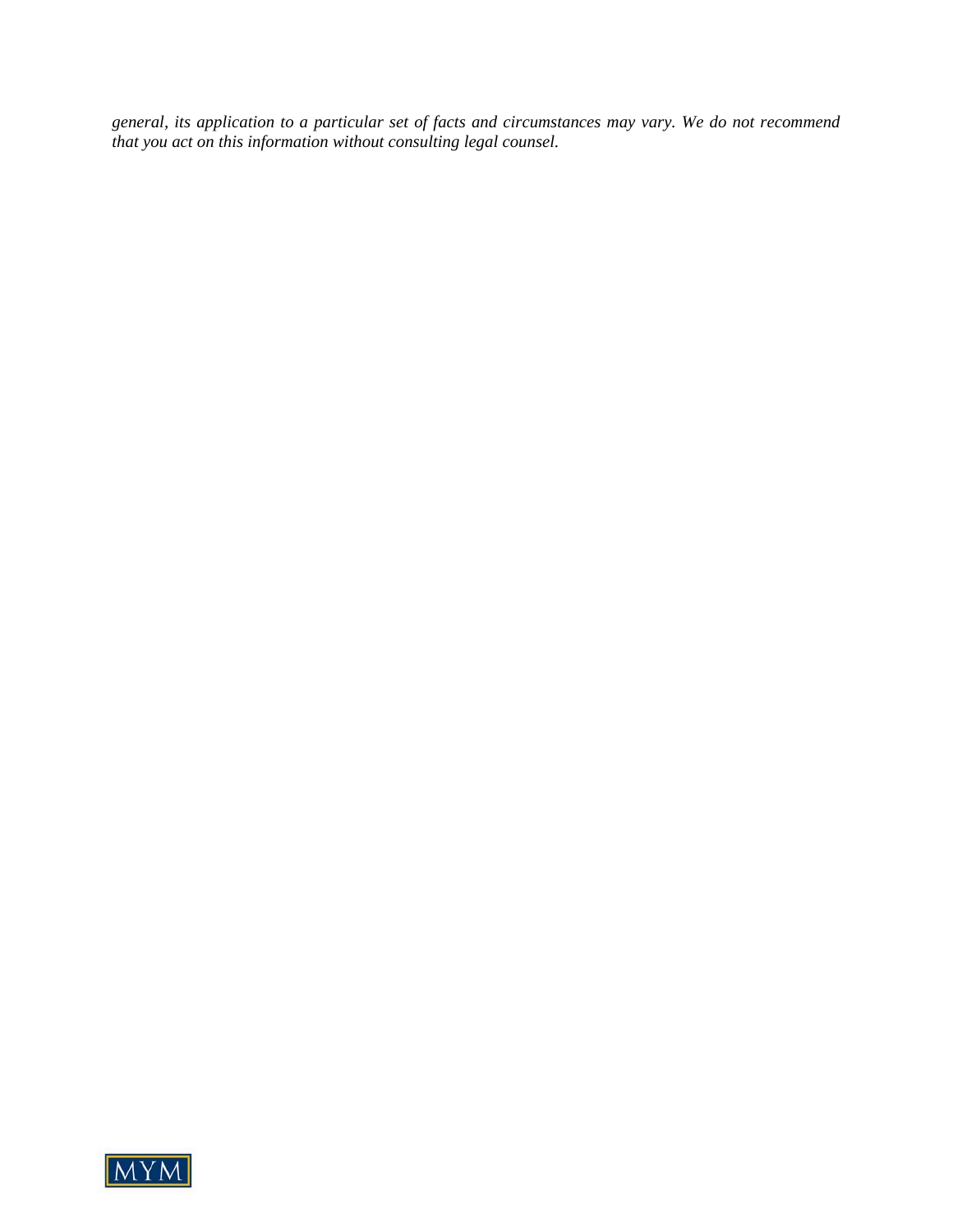*general, its application to a particular set of facts and circumstances may vary. We do not recommend that you act on this information without consulting legal counsel.*